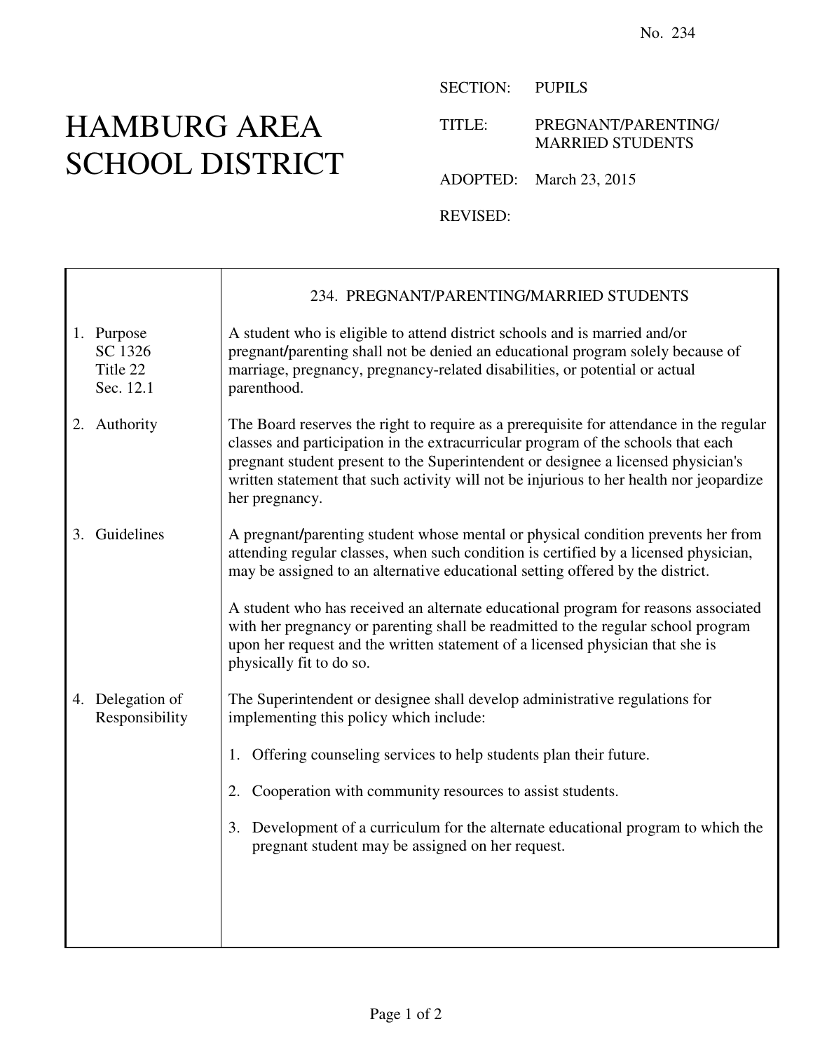No. 234

# HAMBURG AREA SCHOOL DISTRICT

SECTION: PUPILS

TITLE: PREGNANT/PARENTING/ MARRIED STUDENTS

ADOPTED: March 23, 2015

REVISED:

## 234. PREGNANT/PARENTING/MARRIED STUDENTS

**1. Purpose**
SC 1326
Title 22
Sec. 12.1

A student who is eligible to attend district schools and is married and/or pregnant/parenting shall not be denied an educational program solely because of marriage, pregnancy, pregnancy-related disabilities, or potential or actual parenthood.

**2. Authority**

The Board reserves the right to require as a prerequisite for attendance in the regular classes and participation in the extracurricular program of the schools that each pregnant student present to the Superintendent or designee a licensed physician's written statement that such activity will not be injurious to her health nor jeopardize her pregnancy.

**3. Guidelines**

A pregnant/parenting student whose mental or physical condition prevents her from attending regular classes, when such condition is certified by a licensed physician, may be assigned to an alternative educational setting offered by the district.

A student who has received an alternate educational program for reasons associated with her pregnancy or parenting shall be readmitted to the regular school program upon her request and the written statement of a licensed physician that she is physically fit to do so.

**4. Delegation of Responsibility**

The Superintendent or designee shall develop administrative regulations for implementing this policy which include:

1. Offering counseling services to help students plan their future.
2. Cooperation with community resources to assist students.
3. Development of a curriculum for the alternate educational program to which the pregnant student may be assigned on her request.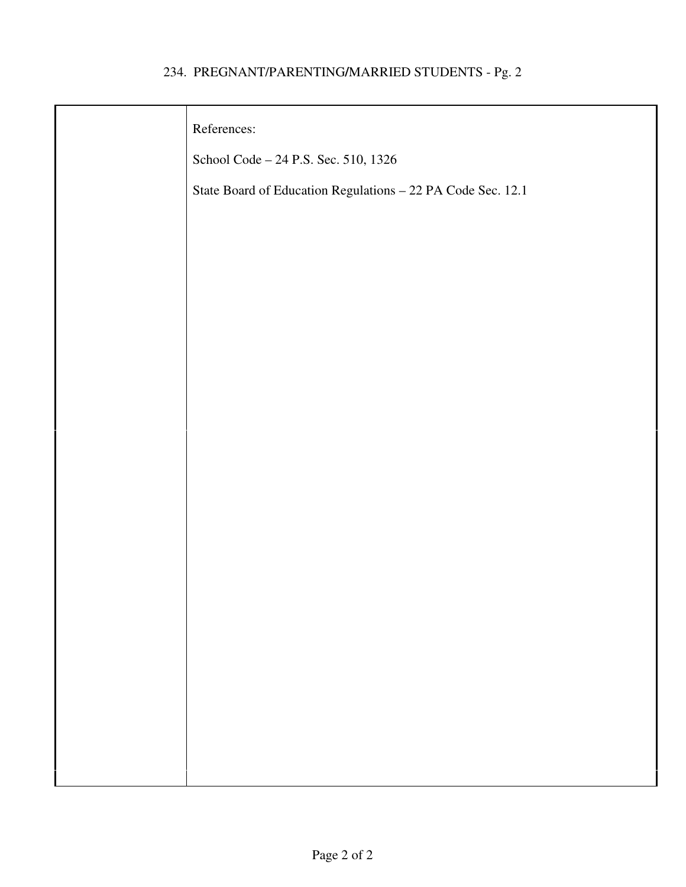References:

School Code – 24 P.S. Sec. 510, 1326

State Board of Education Regulations – 22 PA Code Sec. 12.1